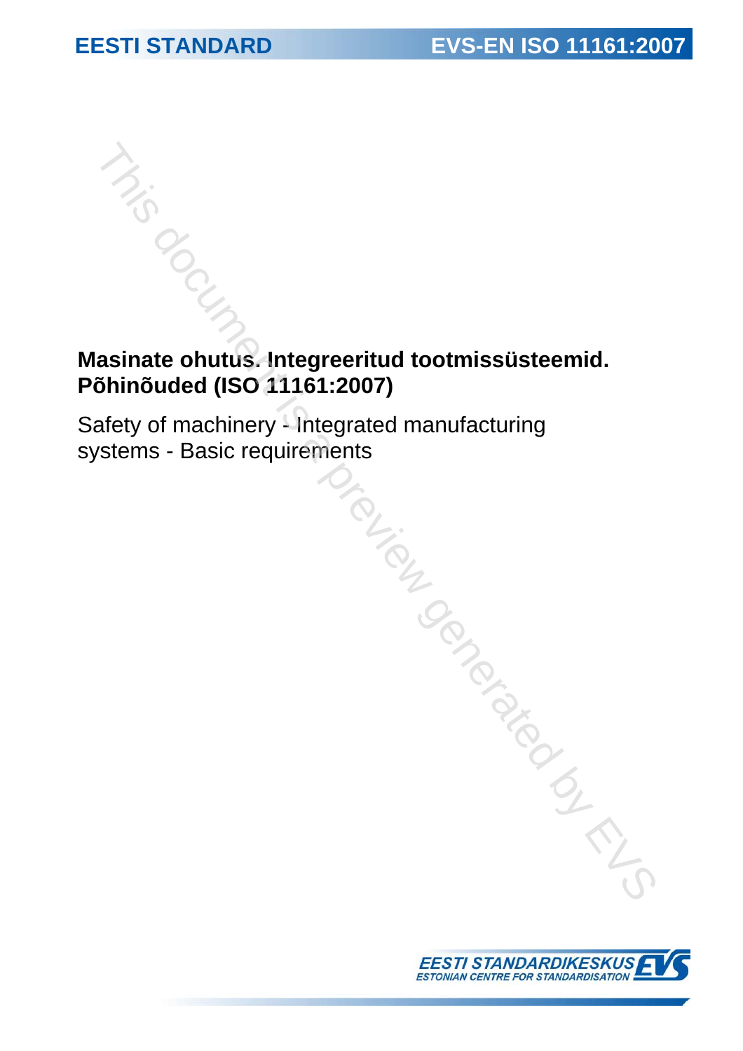EESTI STANDARD

EVS-EN ISO 11161:2007

**Masinate ohutus. Integreeritud tootmissüsteemid. Põhinõuded (ISO 11161:2007)**

Safety of machinery - Integrated manufacturing systems - Basic requirements

EESTI STANDARDIKESKUS
ESTONIAN CENTRE FOR STANDARDISATION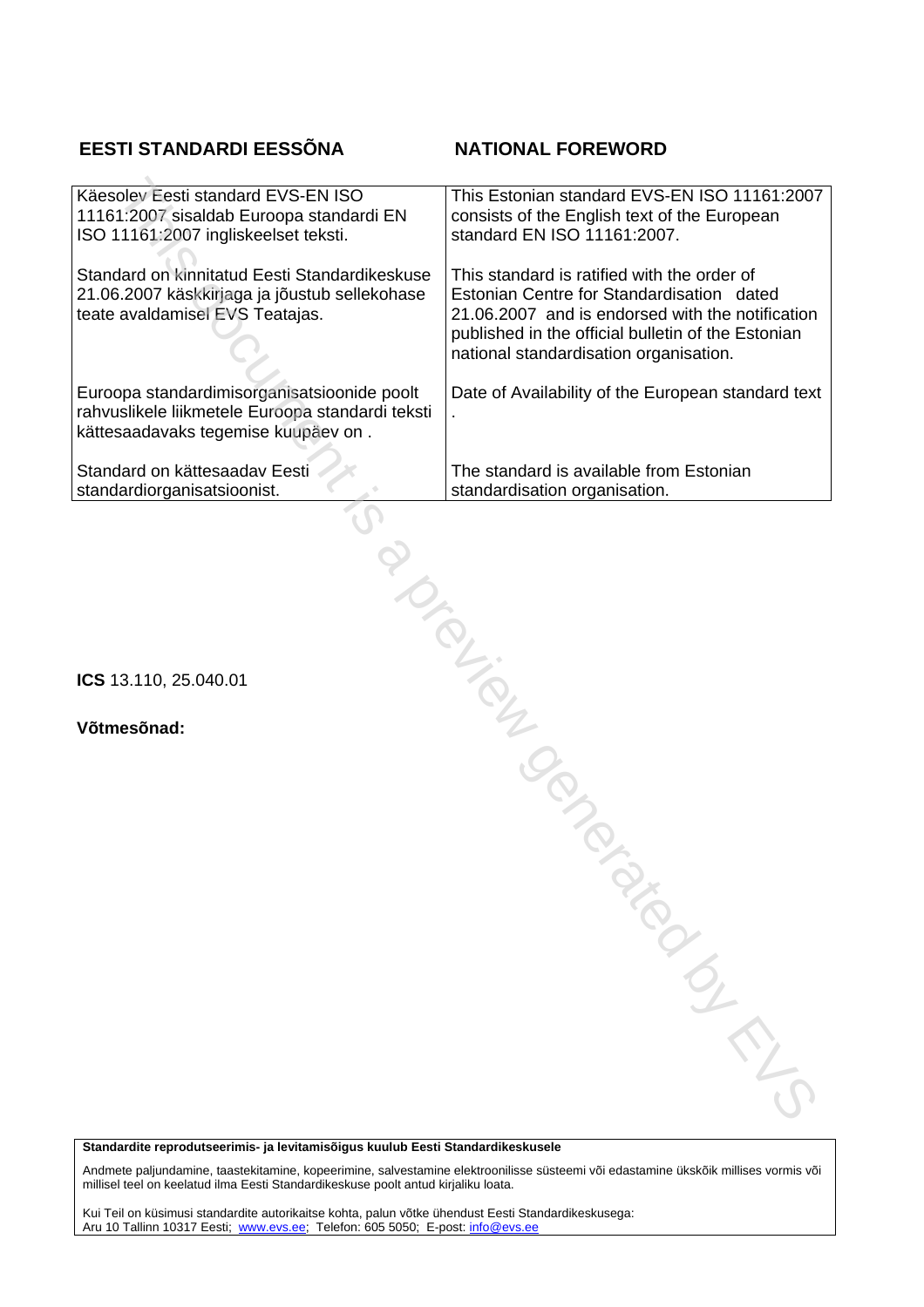| EESTI STANDARDI EESSÕNA | NATIONAL FOREWORD |
|---|---|
| Käesolev Eesti standard EVS-EN ISO 11161:2007 sisaldab Euroopa standardi EN ISO 11161:2007 ingliskeelset teksti. | This Estonian standard EVS-EN ISO 11161:2007 consists of the English text of the European standard EN ISO 11161:2007. |
| Standard on kinnitatud Eesti Standardikeskuse 21.06.2007 käskkirjaga ja jõustub sellekohase teate avaldamisel EVS Teatajas. | This standard is ratified with the order of Estonian Centre for Standardisation dated 21.06.2007 and is endorsed with the notification published in the official bulletin of the Estonian national standardisation organisation. |
| Euroopa standardimisorganisatsioonide poolt rahvuslikele liikmetele Euroopa standardi teksti kättesaadavaks tegemise kuupäev on . | Date of Availability of the European standard text . |
| Standard on kättesaadav Eesti standardiorganisatsioonist. | The standard is available from Estonian standardisation organisation. |

**ICS** 13.110, 25.040.01

**Võtmesõnad:**

**Standardite reprodutseerimis- ja levitamisõigus kuulub Eesti Standardikeskusele**

Andmete paljundamine, taastekitamine, kopeerimine, salvestamine elektroonilisse süsteemi või edastamine ükskõik millises vormis või millisel teel on keelatud ilma Eesti Standardikeskuse poolt antud kirjaliku loata.

Kui Teil on küsimusi standardite autorikaitse kohta, palun võtke ühendust Eesti Standardikeskusega:
Aru 10 Tallinn 10317 Eesti; www.evs.ee; Telefon: 605 5050; E-post: info@evs.ee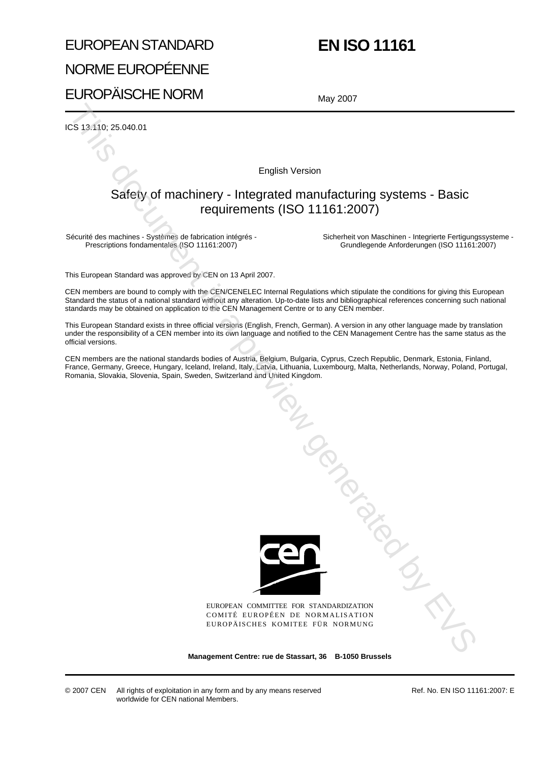EUROPEAN STANDARD

NORME EUROPÉENNE

EUROPÄISCHE NORM

**EN ISO 11161**

May 2007

ICS 13.110; 25.040.01

English Version

# Safety of machinery - Integrated manufacturing systems - Basic requirements (ISO 11161:2007)

Sécurité des machines - Systèmes de fabrication intégrés - Prescriptions fondamentales (ISO 11161:2007)

Sicherheit von Maschinen - Integrierte Fertigungssysteme - Grundlegende Anforderungen (ISO 11161:2007)

This European Standard was approved by CEN on 13 April 2007.

CEN members are bound to comply with the CEN/CENELEC Internal Regulations which stipulate the conditions for giving this European Standard the status of a national standard without any alteration. Up-to-date lists and bibliographical references concerning such national standards may be obtained on application to the CEN Management Centre or to any CEN member.

This European Standard exists in three official versions (English, French, German). A version in any other language made by translation under the responsibility of a CEN member into its own language and notified to the CEN Management Centre has the same status as the official versions.

CEN members are the national standards bodies of Austria, Belgium, Bulgaria, Cyprus, Czech Republic, Denmark, Estonia, Finland, France, Germany, Greece, Hungary, Iceland, Ireland, Italy, Latvia, Lithuania, Luxembourg, Malta, Netherlands, Norway, Poland, Portugal, Romania, Slovakia, Slovenia, Spain, Sweden, Switzerland and United Kingdom.

EUROPEAN COMMITTEE FOR STANDARDIZATION
COMITÉ EUROPÉEN DE NORMALISATION
EUROPÄISCHES KOMITEE FÜR NORMUNG

**Management Centre: rue de Stassart, 36 B-1050 Brussels**

© 2007 CEN All rights of exploitation in any form and by any means reserved worldwide for CEN national Members.

Ref. No. EN ISO 11161:2007: E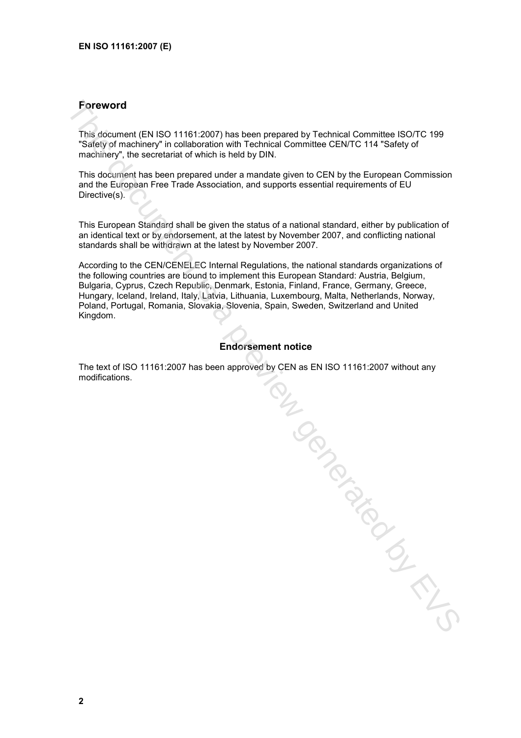## Foreword

This document (EN ISO 11161:2007) has been prepared by Technical Committee ISO/TC 199 "Safety of machinery" in collaboration with Technical Committee CEN/TC 114 "Safety of machinery", the secretariat of which is held by DIN.

This document has been prepared under a mandate given to CEN by the European Commission and the European Free Trade Association, and supports essential requirements of EU Directive(s).

This European Standard shall be given the status of a national standard, either by publication of an identical text or by endorsement, at the latest by November 2007, and conflicting national standards shall be withdrawn at the latest by November 2007.

According to the CEN/CENELEC Internal Regulations, the national standards organizations of the following countries are bound to implement this European Standard: Austria, Belgium, Bulgaria, Cyprus, Czech Republic, Denmark, Estonia, Finland, France, Germany, Greece, Hungary, Iceland, Ireland, Italy, Latvia, Lithuania, Luxembourg, Malta, Netherlands, Norway, Poland, Portugal, Romania, Slovakia, Slovenia, Spain, Sweden, Switzerland and United Kingdom.

### Endorsement notice

The text of ISO 11161:2007 has been approved by CEN as EN ISO 11161:2007 without any modifications.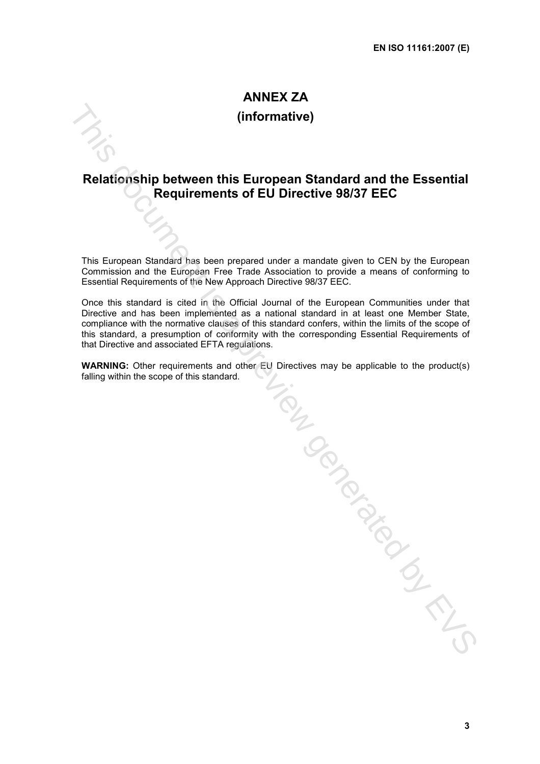# ANNEX ZA

# (informative)

## Relationship between this European Standard and the Essential Requirements of EU Directive 98/37 EEC

This European Standard has been prepared under a mandate given to CEN by the European Commission and the European Free Trade Association to provide a means of conforming to Essential Requirements of the New Approach Directive 98/37 EEC.

Once this standard is cited in the Official Journal of the European Communities under that Directive and has been implemented as a national standard in at least one Member State, compliance with the normative clauses of this standard confers, within the limits of the scope of this standard, a presumption of conformity with the corresponding Essential Requirements of that Directive and associated EFTA regulations.

**WARNING:** Other requirements and other EU Directives may be applicable to the product(s) falling within the scope of this standard.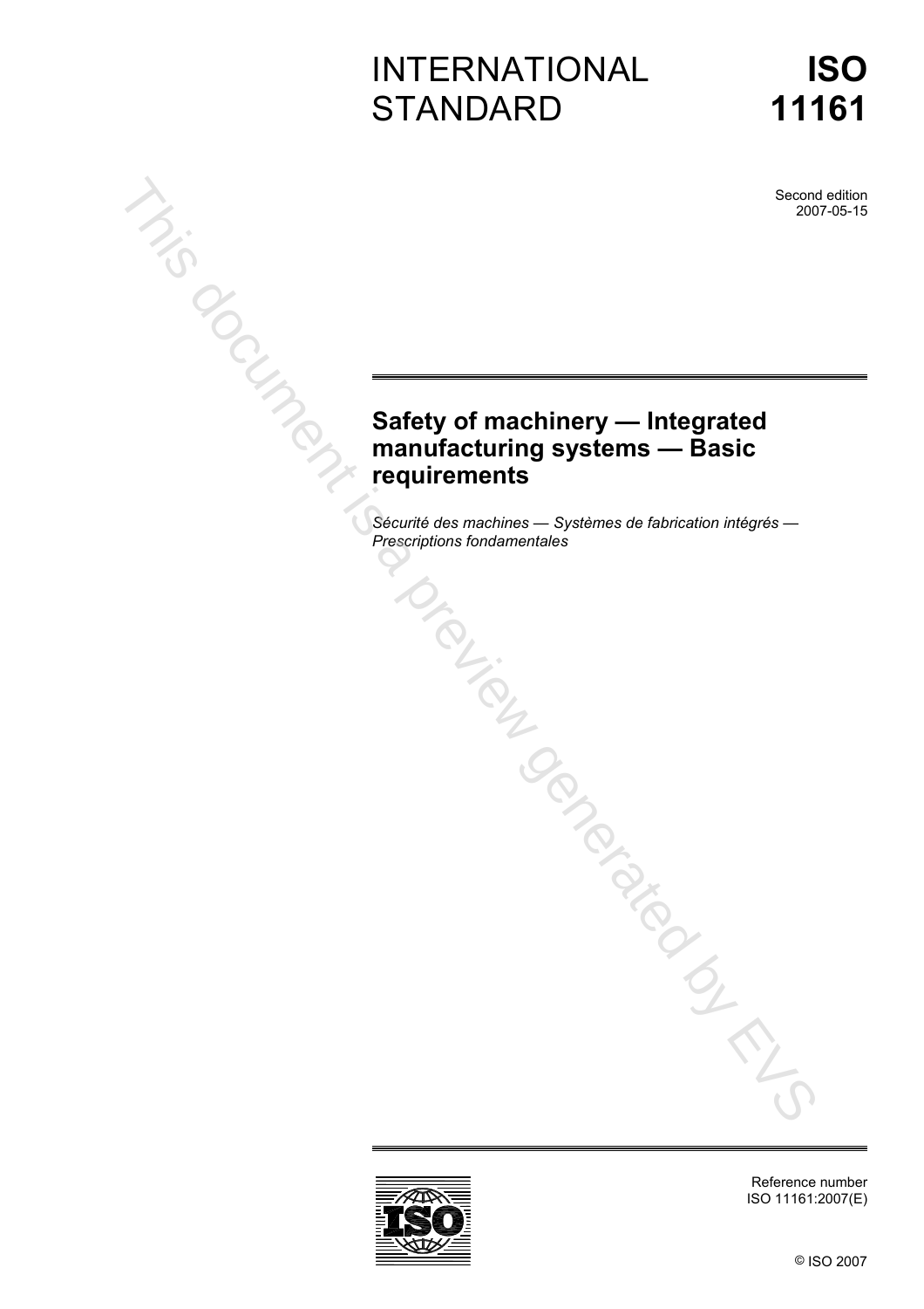# INTERNATIONAL STANDARD

# ISO 11161

Second edition
2007-05-15

## Safety of machinery — Integrated manufacturing systems — Basic requirements

*Sécurité des machines — Systèmes de fabrication intégrés — Prescriptions fondamentales*

Reference number
ISO 11161:2007(E)

© ISO 2007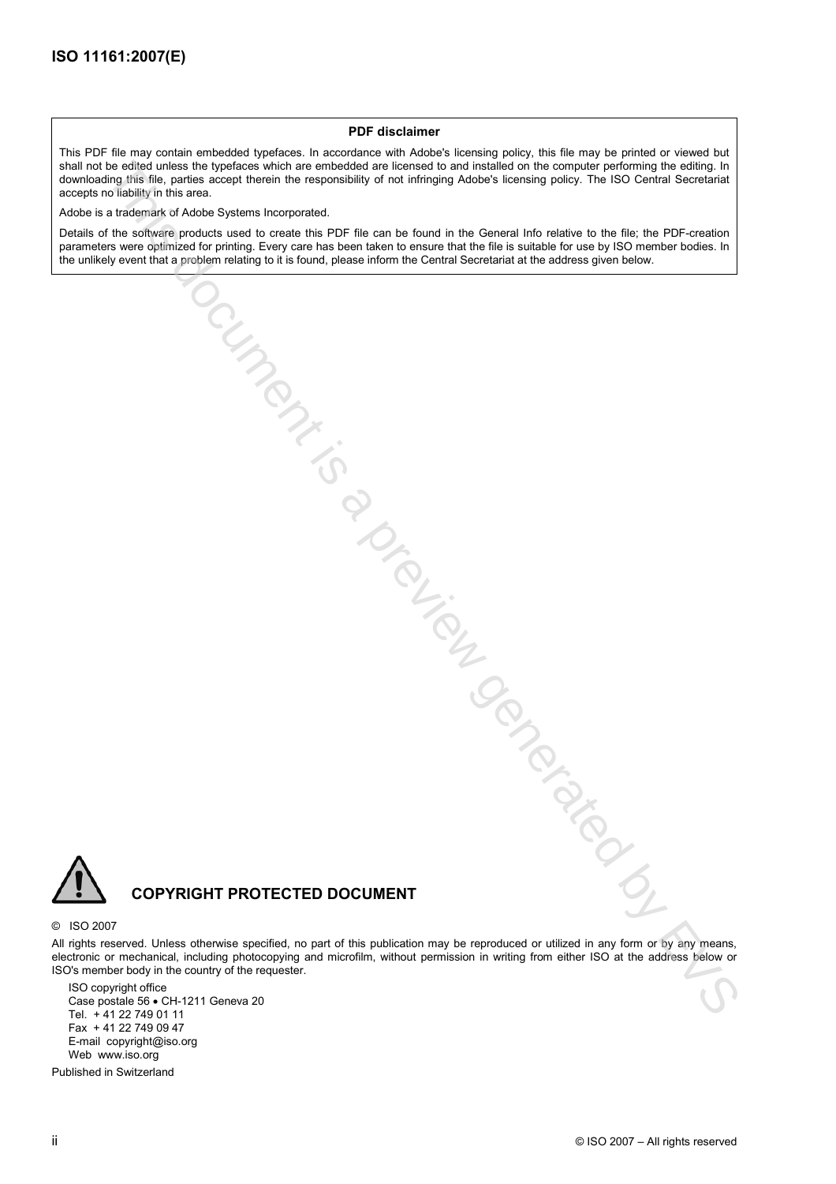**PDF disclaimer**

This PDF file may contain embedded typefaces. In accordance with Adobe's licensing policy, this file may be printed or viewed but shall not be edited unless the typefaces which are embedded are licensed to and installed on the computer performing the editing. In downloading this file, parties accept therein the responsibility of not infringing Adobe's licensing policy. The ISO Central Secretariat accepts no liability in this area.

Adobe is a trademark of Adobe Systems Incorporated.

Details of the software products used to create this PDF file can be found in the General Info relative to the file; the PDF-creation parameters were optimized for printing. Every care has been taken to ensure that the file is suitable for use by ISO member bodies. In the unlikely event that a problem relating to it is found, please inform the Central Secretariat at the address given below.

## COPYRIGHT PROTECTED DOCUMENT

© ISO 2007

All rights reserved. Unless otherwise specified, no part of this publication may be reproduced or utilized in any form or by any means, electronic or mechanical, including photocopying and microfilm, without permission in writing from either ISO at the address below or ISO's member body in the country of the requester.

ISO copyright office
Case postale 56 • CH-1211 Geneva 20
Tel. + 41 22 749 01 11
Fax + 41 22 749 09 47
E-mail copyright@iso.org
Web www.iso.org

Published in Switzerland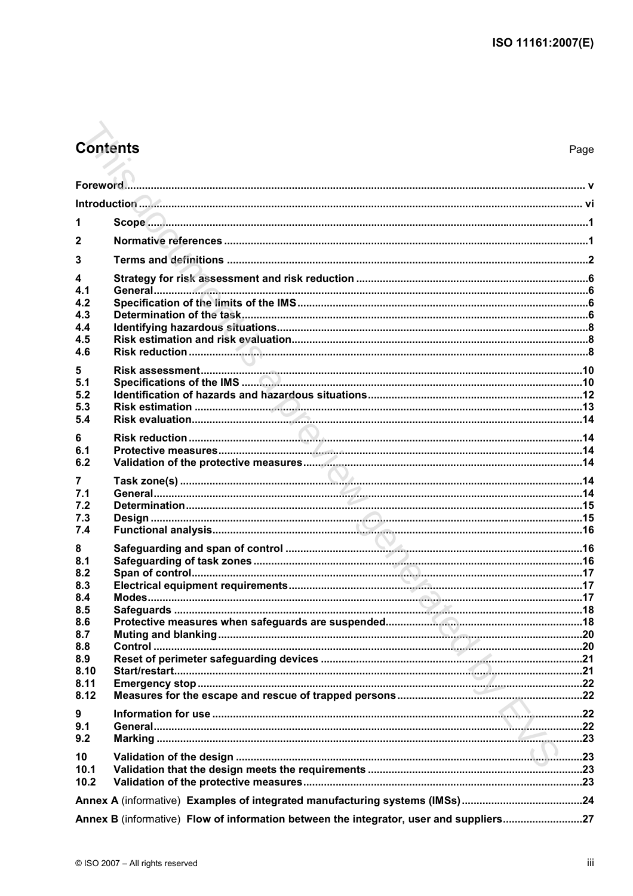# Contents

Page

| | | |
|---|---|---|
| Foreword | | v |
| Introduction | | vi |
| 1 | Scope | 1 |
| 2 | Normative references | 1 |
| 3 | Terms and definitions | 2 |
| 4 | Strategy for risk assessment and risk reduction | 6 |
| 4.1 | General | 6 |
| 4.2 | Specification of the limits of the IMS | 6 |
| 4.3 | Determination of the task | 6 |
| 4.4 | Identifying hazardous situations | 8 |
| 4.5 | Risk estimation and risk evaluation | 8 |
| 4.6 | Risk reduction | 8 |
| 5 | Risk assessment | 10 |
| 5.1 | Specifications of the IMS | 10 |
| 5.2 | Identification of hazards and hazardous situations | 12 |
| 5.3 | Risk estimation | 13 |
| 5.4 | Risk evaluation | 14 |
| 6 | Risk reduction | 14 |
| 6.1 | Protective measures | 14 |
| 6.2 | Validation of the protective measures | 14 |
| 7 | Task zone(s) | 14 |
| 7.1 | General | 14 |
| 7.2 | Determination | 15 |
| 7.3 | Design | 15 |
| 7.4 | Functional analysis | 16 |
| 8 | Safeguarding and span of control | 16 |
| 8.1 | Safeguarding of task zones | 16 |
| 8.2 | Span of control | 17 |
| 8.3 | Electrical equipment requirements | 17 |
| 8.4 | Modes | 17 |
| 8.5 | Safeguards | 18 |
| 8.6 | Protective measures when safeguards are suspended | 18 |
| 8.7 | Muting and blanking | 20 |
| 8.8 | Control | 20 |
| 8.9 | Reset of perimeter safeguarding devices | 21 |
| 8.10 | Start/restart | 21 |
| 8.11 | Emergency stop | 22 |
| 8.12 | Measures for the escape and rescue of trapped persons | 22 |
| 9 | Information for use | 22 |
| 9.1 | General | 22 |
| 9.2 | Marking | 23 |
| 10 | Validation of the design | 23 |
| 10.1 | Validation that the design meets the requirements | 23 |
| 10.2 | Validation of the protective measures | 23 |
| Annex A (informative) Examples of integrated manufacturing systems (IMSs) | | 24 |
| Annex B (informative) Flow of information between the integrator, user and suppliers | | 27 |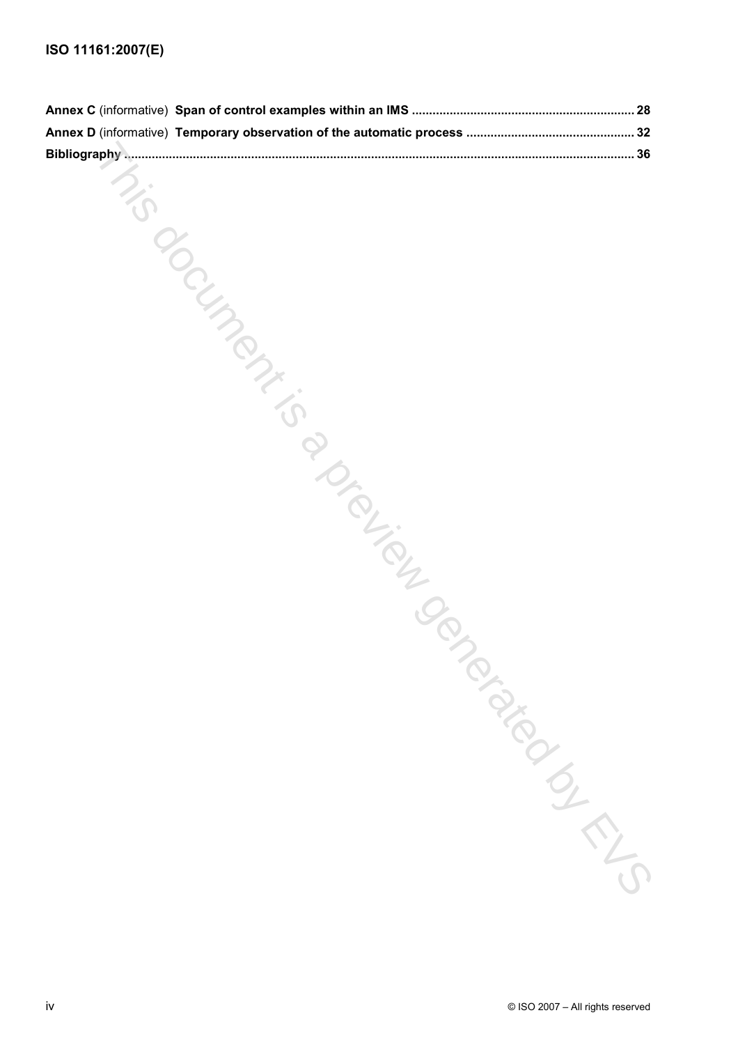**Annex C** (informative) **Span of control examples within an IMS** ........................................................................ 28

**Annex D** (informative) **Temporary observation of the automatic process** ............................................... 32

**Bibliography** .................................................................................................................................................. 36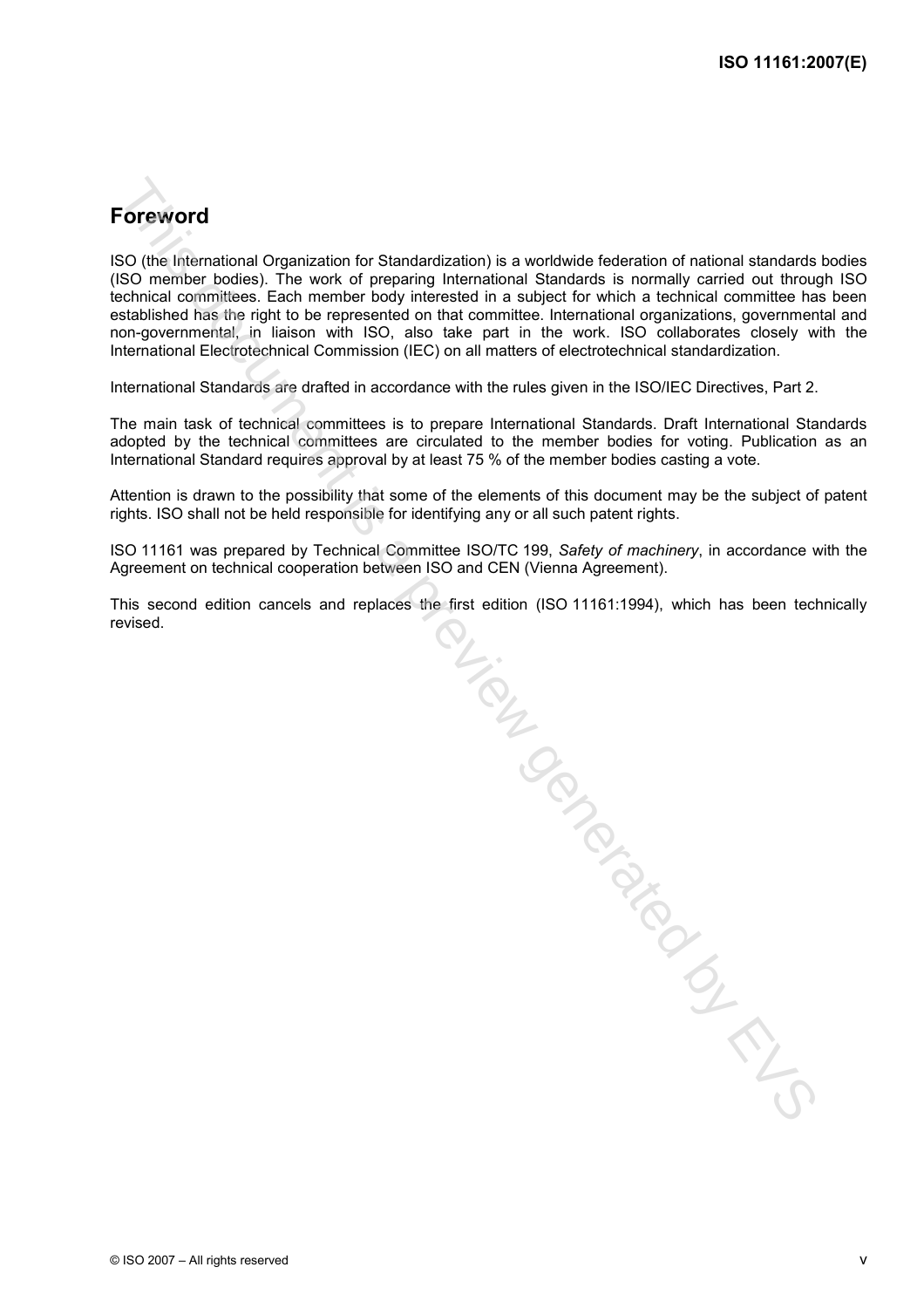## Foreword

ISO (the International Organization for Standardization) is a worldwide federation of national standards bodies (ISO member bodies). The work of preparing International Standards is normally carried out through ISO technical committees. Each member body interested in a subject for which a technical committee has been established has the right to be represented on that committee. International organizations, governmental and non-governmental, in liaison with ISO, also take part in the work. ISO collaborates closely with the International Electrotechnical Commission (IEC) on all matters of electrotechnical standardization.

International Standards are drafted in accordance with the rules given in the ISO/IEC Directives, Part 2.

The main task of technical committees is to prepare International Standards. Draft International Standards adopted by the technical committees are circulated to the member bodies for voting. Publication as an International Standard requires approval by at least 75 % of the member bodies casting a vote.

Attention is drawn to the possibility that some of the elements of this document may be the subject of patent rights. ISO shall not be held responsible for identifying any or all such patent rights.

ISO 11161 was prepared by Technical Committee ISO/TC 199, *Safety of machinery*, in accordance with the Agreement on technical cooperation between ISO and CEN (Vienna Agreement).

This second edition cancels and replaces the first edition (ISO 11161:1994), which has been technically revised.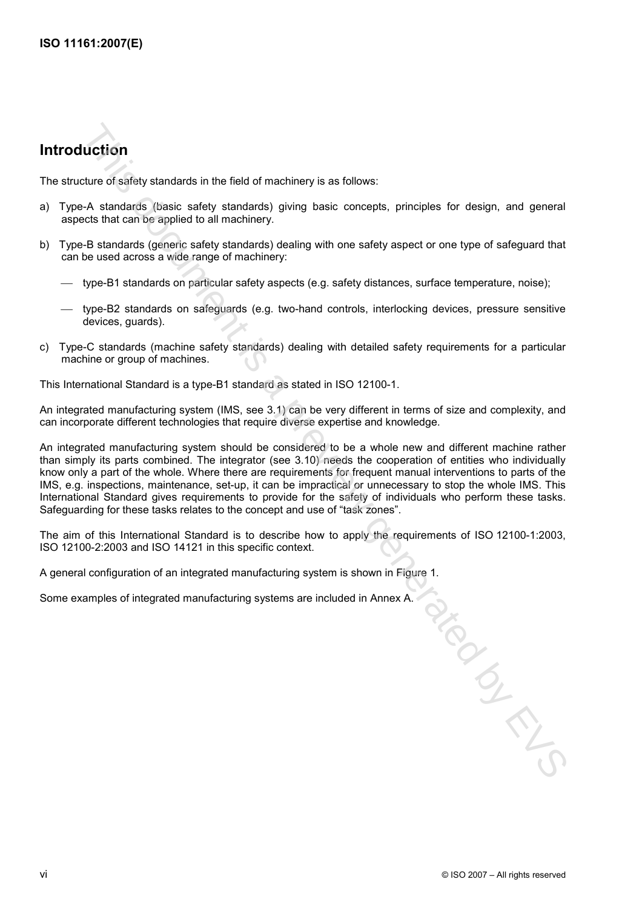## Introduction

The structure of safety standards in the field of machinery is as follows:

a) Type-A standards (basic safety standards) giving basic concepts, principles for design, and general aspects that can be applied to all machinery.

b) Type-B standards (generic safety standards) dealing with one safety aspect or one type of safeguard that can be used across a wide range of machinery:

— type-B1 standards on particular safety aspects (e.g. safety distances, surface temperature, noise);

— type-B2 standards on safeguards (e.g. two-hand controls, interlocking devices, pressure sensitive devices, guards).

c) Type-C standards (machine safety standards) dealing with detailed safety requirements for a particular machine or group of machines.

This International Standard is a type-B1 standard as stated in ISO 12100-1.

An integrated manufacturing system (IMS, see 3.1) can be very different in terms of size and complexity, and can incorporate different technologies that require diverse expertise and knowledge.

An integrated manufacturing system should be considered to be a whole new and different machine rather than simply its parts combined. The integrator (see 3.10) needs the cooperation of entities who individually know only a part of the whole. Where there are requirements for frequent manual interventions to parts of the IMS, e.g. inspections, maintenance, set-up, it can be impractical or unnecessary to stop the whole IMS. This International Standard gives requirements to provide for the safety of individuals who perform these tasks. Safeguarding for these tasks relates to the concept and use of "task zones".

The aim of this International Standard is to describe how to apply the requirements of ISO 12100-1:2003, ISO 12100-2:2003 and ISO 14121 in this specific context.

A general configuration of an integrated manufacturing system is shown in Figure 1.

Some examples of integrated manufacturing systems are included in Annex A.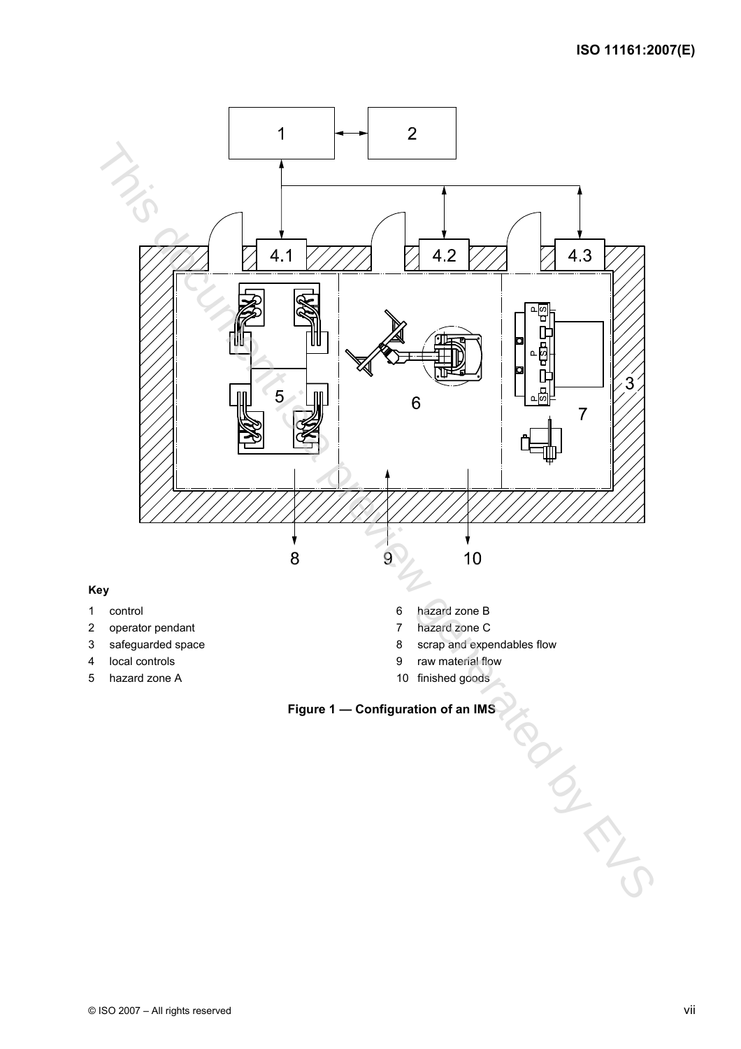**Key**

1 control

2 operator pendant

3 safeguarded space

4 local controls

5 hazard zone A

6 hazard zone B

7 hazard zone C

8 scrap and expendables flow

9 raw material flow

10 finished goods

**Figure 1 — Configuration of an IMS**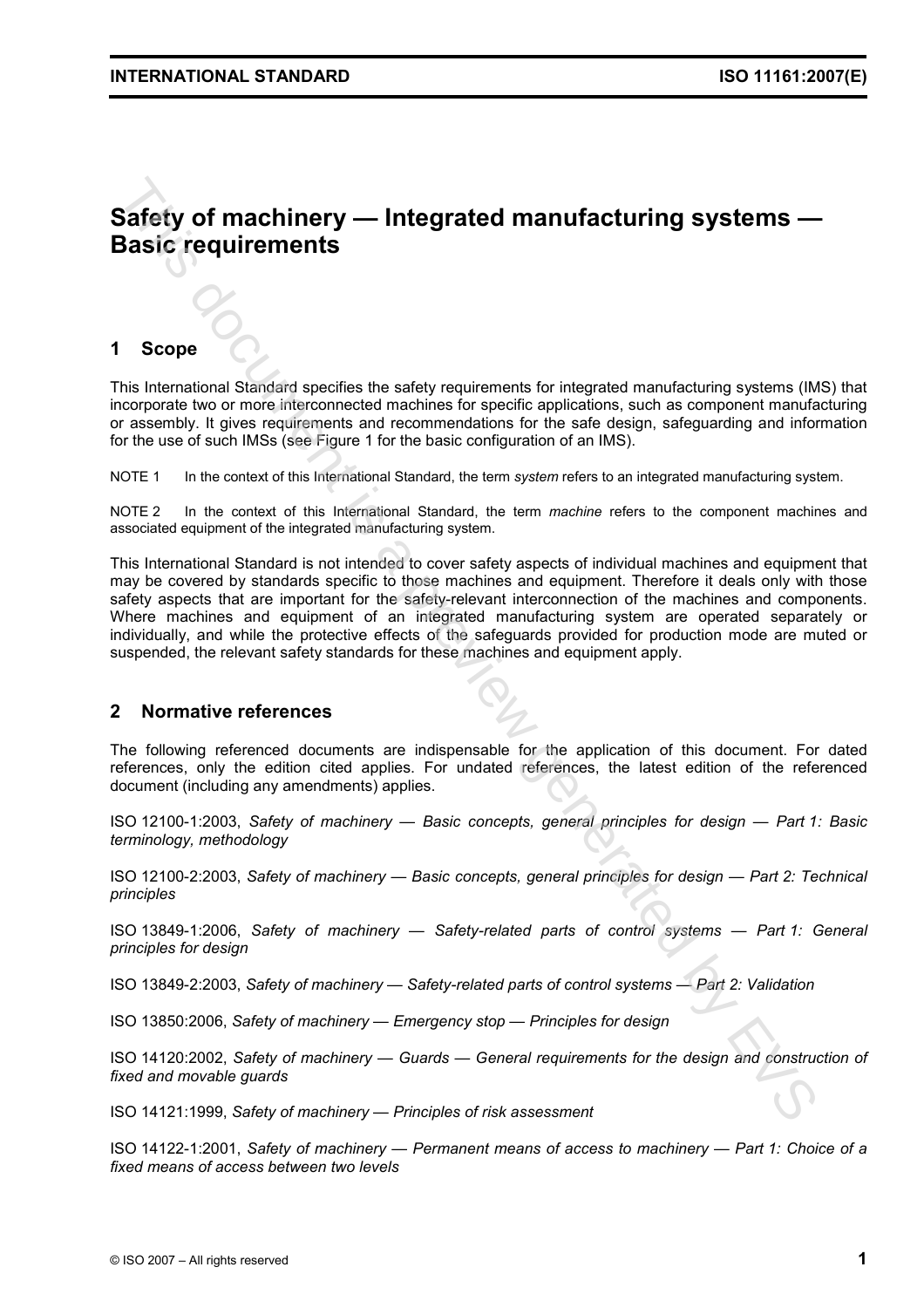# Safety of machinery — Integrated manufacturing systems — Basic requirements

## 1 Scope

This International Standard specifies the safety requirements for integrated manufacturing systems (IMS) that incorporate two or more interconnected machines for specific applications, such as component manufacturing or assembly. It gives requirements and recommendations for the safe design, safeguarding and information for the use of such IMSs (see Figure 1 for the basic configuration of an IMS).

NOTE 1 In the context of this International Standard, the term *system* refers to an integrated manufacturing system.

NOTE 2 In the context of this International Standard, the term *machine* refers to the component machines and associated equipment of the integrated manufacturing system.

This International Standard is not intended to cover safety aspects of individual machines and equipment that may be covered by standards specific to those machines and equipment. Therefore it deals only with those safety aspects that are important for the safety-relevant interconnection of the machines and components. Where machines and equipment of an integrated manufacturing system are operated separately or individually, and while the protective effects of the safeguards provided for production mode are muted or suspended, the relevant safety standards for these machines and equipment apply.

## 2 Normative references

The following referenced documents are indispensable for the application of this document. For dated references, only the edition cited applies. For undated references, the latest edition of the referenced document (including any amendments) applies.

ISO 12100-1:2003, *Safety of machinery — Basic concepts, general principles for design — Part 1: Basic terminology, methodology*

ISO 12100-2:2003, *Safety of machinery — Basic concepts, general principles for design — Part 2: Technical principles*

ISO 13849-1:2006, *Safety of machinery — Safety-related parts of control systems — Part 1: General principles for design*

ISO 13849-2:2003, *Safety of machinery — Safety-related parts of control systems — Part 2: Validation*

ISO 13850:2006, *Safety of machinery — Emergency stop — Principles for design*

ISO 14120:2002, *Safety of machinery — Guards — General requirements for the design and construction of fixed and movable guards*

ISO 14121:1999, *Safety of machinery — Principles of risk assessment*

ISO 14122-1:2001, *Safety of machinery — Permanent means of access to machinery — Part 1: Choice of a fixed means of access between two levels*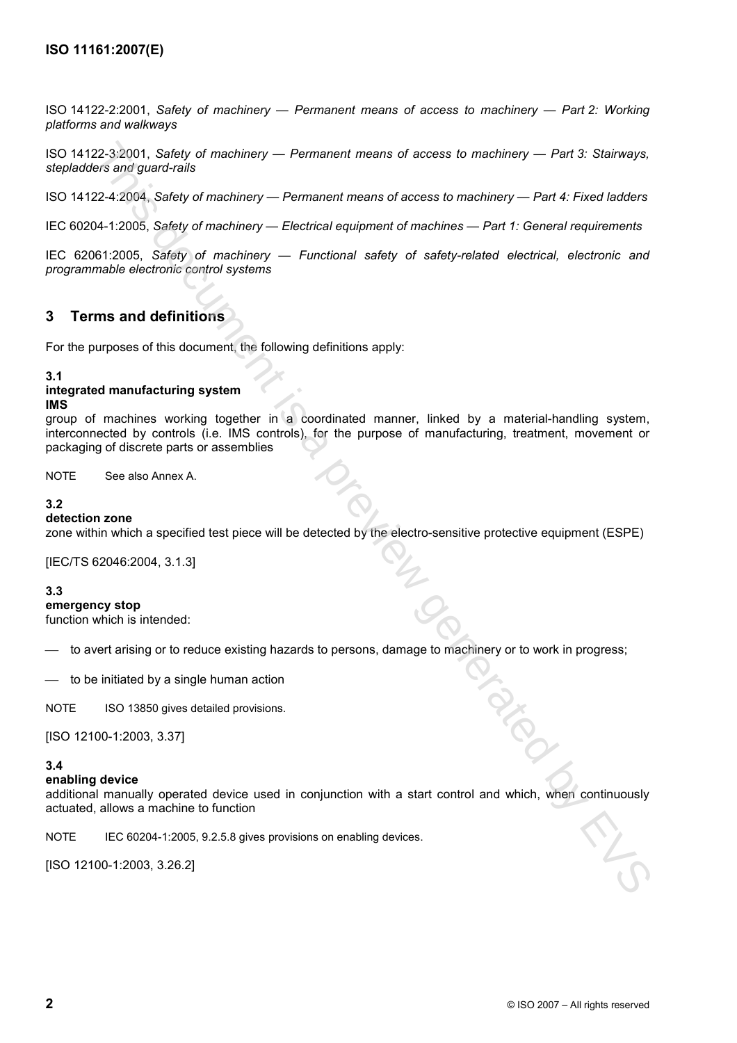ISO 14122-2:2001, *Safety of machinery — Permanent means of access to machinery — Part 2: Working platforms and walkways*

ISO 14122-3:2001, *Safety of machinery — Permanent means of access to machinery — Part 3: Stairways, stepladders and guard-rails*

ISO 14122-4:2004, *Safety of machinery — Permanent means of access to machinery — Part 4: Fixed ladders*

IEC 60204-1:2005, *Safety of machinery — Electrical equipment of machines — Part 1: General requirements*

IEC 62061:2005, *Safety of machinery — Functional safety of safety-related electrical, electronic and programmable electronic control systems*

## 3 Terms and definitions

For the purposes of this document, the following definitions apply:

**3.1**
**integrated manufacturing system**
**IMS**
group of machines working together in a coordinated manner, linked by a material-handling system, interconnected by controls (i.e. IMS controls), for the purpose of manufacturing, treatment, movement or packaging of discrete parts or assemblies

NOTE See also Annex A.

**3.2**
**detection zone**
zone within which a specified test piece will be detected by the electro-sensitive protective equipment (ESPE)

[IEC/TS 62046:2004, 3.1.3]

**3.3**
**emergency stop**
function which is intended:

- to avert arising or to reduce existing hazards to persons, damage to machinery or to work in progress;
- to be initiated by a single human action

NOTE ISO 13850 gives detailed provisions.

[ISO 12100-1:2003, 3.37]

**3.4**
**enabling device**
additional manually operated device used in conjunction with a start control and which, when continuously actuated, allows a machine to function

NOTE IEC 60204-1:2005, 9.2.5.8 gives provisions on enabling devices.

[ISO 12100-1:2003, 3.26.2]